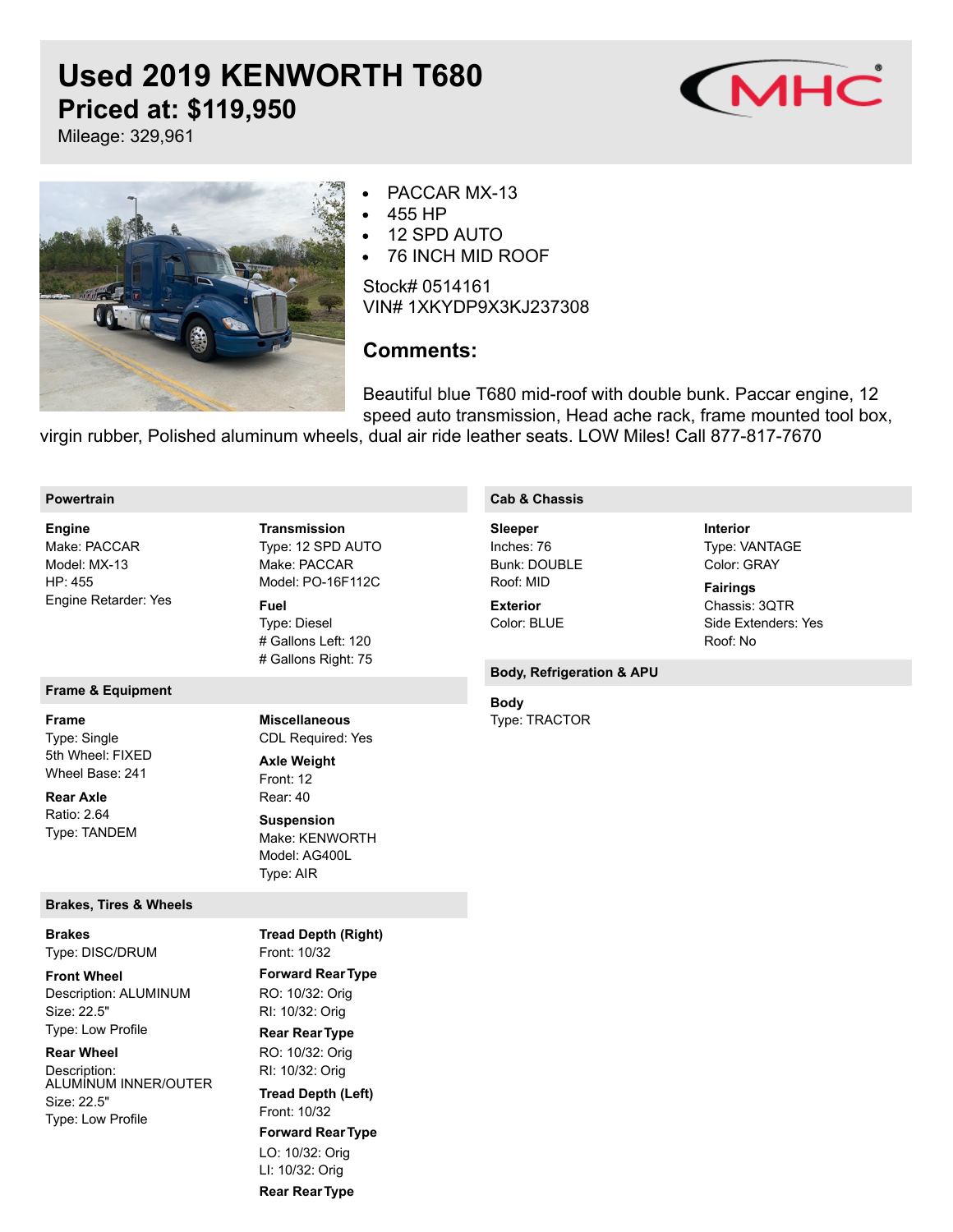# Used 2019 KENWORTH T680

## Priced at: $119,950

Mileage: 329,961

- PACCAR MX-13
- 455 HP
- 12 SPD AUTO
- 76 INCH MID ROOF

Stock# 0514161
VIN# 1XKYDP9X3KJ237308

### Comments:

Beautiful blue T680 mid-roof with double bunk. Paccar engine, 12 speed auto transmission, Head ache rack, frame mounted tool box, virgin rubber, Polished aluminum wheels, dual air ride leather seats. LOW Miles! Call 877-817-7670

#### Powertrain

**Engine**
Make: PACCAR
Model: MX-13
HP: 455
Engine Retarder: Yes

**Transmission**
Type: 12 SPD AUTO
Make: PACCAR
Model: PO-16F112C

**Fuel**
Type: Diesel
# Gallons Left: 120
# Gallons Right: 75

#### Frame & Equipment

**Frame**
Type: Single
5th Wheel: FIXED
Wheel Base: 241

**Rear Axle**
Ratio: 2.64
Type: TANDEM

**Miscellaneous**
CDL Required: Yes

**Axle Weight**
Front: 12
Rear: 40

**Suspension**
Make: KENWORTH
Model: AG400L
Type: AIR

#### Brakes, Tires & Wheels

**Brakes**
Type: DISC/DRUM

**Front Wheel**
Description: ALUMINUM
Size: 22.5"
Type: Low Profile

**Rear Wheel**
Description: ALUMINUM INNER/OUTER
Size: 22.5"
Type: Low Profile

**Tread Depth (Right)**
Front: 10/32

**Forward Rear Type**
RO: 10/32: Orig
RI: 10/32: Orig

**Rear Rear Type**
RO: 10/32: Orig
RI: 10/32: Orig

**Tread Depth (Left)**
Front: 10/32

**Forward Rear Type**
LO: 10/32: Orig
LI: 10/32: Orig

**Rear Rear Type**

#### Cab & Chassis

**Sleeper**
Inches: 76
Bunk: DOUBLE
Roof: MID

**Exterior**
Color: BLUE

**Interior**
Type: VANTAGE
Color: GRAY

**Fairings**
Chassis: 3QTR
Side Extenders: Yes
Roof: No

#### Body, Refrigeration & APU

**Body**
Type: TRACTOR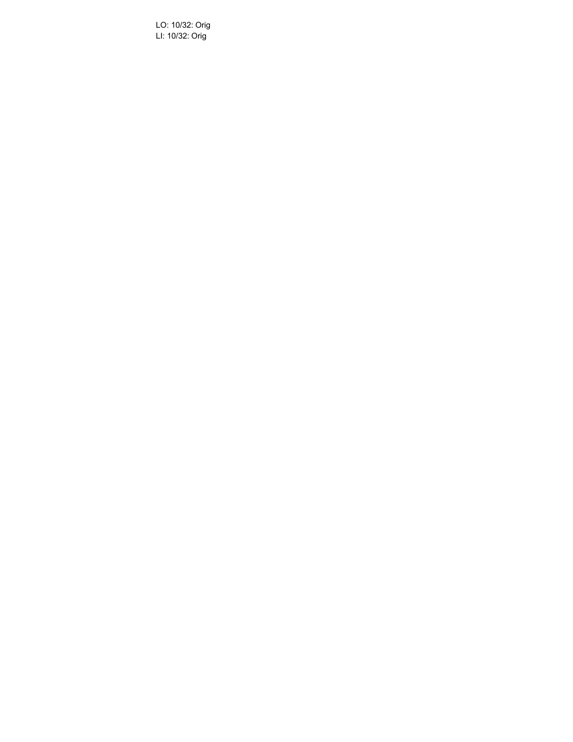LO: 10/32: Orig
LI: 10/32: Orig